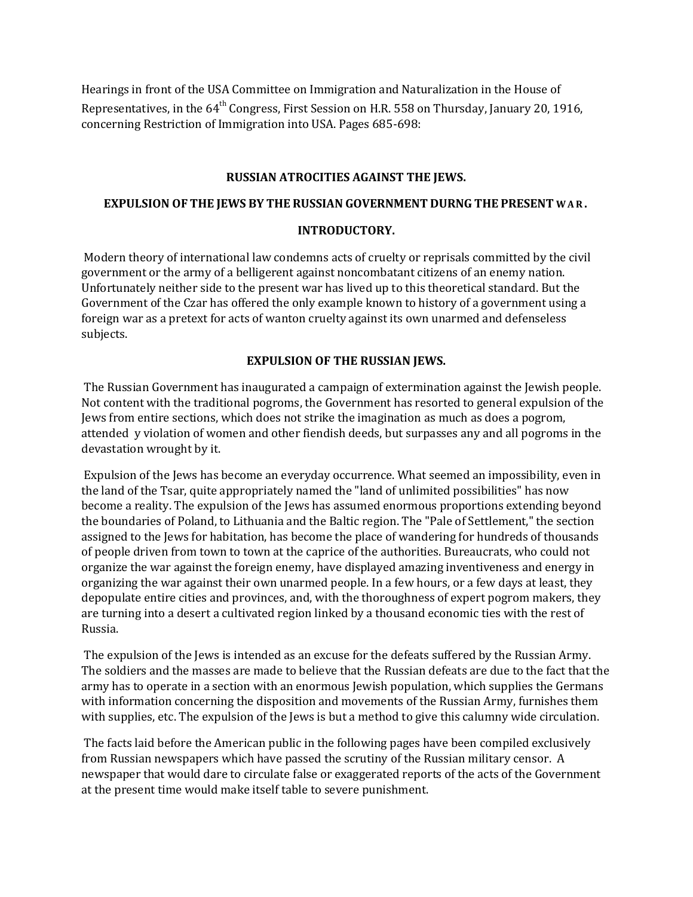Hearings in front of the USA Committee on Immigration and Naturalization in the House of Representatives, in the 64th Congress, First Session on H.R. 558 on Thursday, January 20, 1916, concerning Restriction of Immigration into USA. Pages 685-698:

## RUSSIAN ATROCITIES AGAINST THE JEWS.

## EXPULSION OF THE JEWS BY THE RUSSIAN GOVERNMENT DURNG THE PRESENT WAR.

### INTRODUCTORY.

Modern theory of international law condemns acts of cruelty or reprisals committed by the civil government or the army of a belligerent against noncombatant citizens of an enemy nation. Unfortunately neither side to the present war has lived up to this theoretical standard. But the Government of the Czar has offered the only example known to history of a government using a foreign war as a pretext for acts of wanton cruelty against its own unarmed and defenseless subjects.

### EXPULSION OF THE RUSSIAN JEWS.

The Russian Government has inaugurated a campaign of extermination against the Jewish people. Not content with the traditional pogroms, the Government has resorted to general expulsion of the Jews from entire sections, which does not strike the imagination as much as does a pogrom, attended y violation of women and other fiendish deeds, but surpasses any and all pogroms in the devastation wrought by it.

Expulsion of the Jews has become an everyday occurrence. What seemed an impossibility, even in the land of the Tsar, quite appropriately named the "land of unlimited possibilities" has now become a reality. The expulsion of the Jews has assumed enormous proportions extending beyond the boundaries of Poland, to Lithuania and the Baltic region. The "Pale of Settlement," the section assigned to the Jews for habitation, has become the place of wandering for hundreds of thousands of people driven from town to town at the caprice of the authorities. Bureaucrats, who could not organize the war against the foreign enemy, have displayed amazing inventiveness and energy in organizing the war against their own unarmed people. In a few hours, or a few days at least, they depopulate entire cities and provinces, and, with the thoroughness of expert pogrom makers, they are turning into a desert a cultivated region linked by a thousand economic ties with the rest of Russia.

The expulsion of the Jews is intended as an excuse for the defeats suffered by the Russian Army. The soldiers and the masses are made to believe that the Russian defeats are due to the fact that the army has to operate in a section with an enormous Jewish population, which supplies the Germans with information concerning the disposition and movements of the Russian Army, furnishes them with supplies, etc. The expulsion of the Jews is but a method to give this calumny wide circulation.

The facts laid before the American public in the following pages have been compiled exclusively from Russian newspapers which have passed the scrutiny of the Russian military censor. A newspaper that would dare to circulate false or exaggerated reports of the acts of the Government at the present time would make itself table to severe punishment.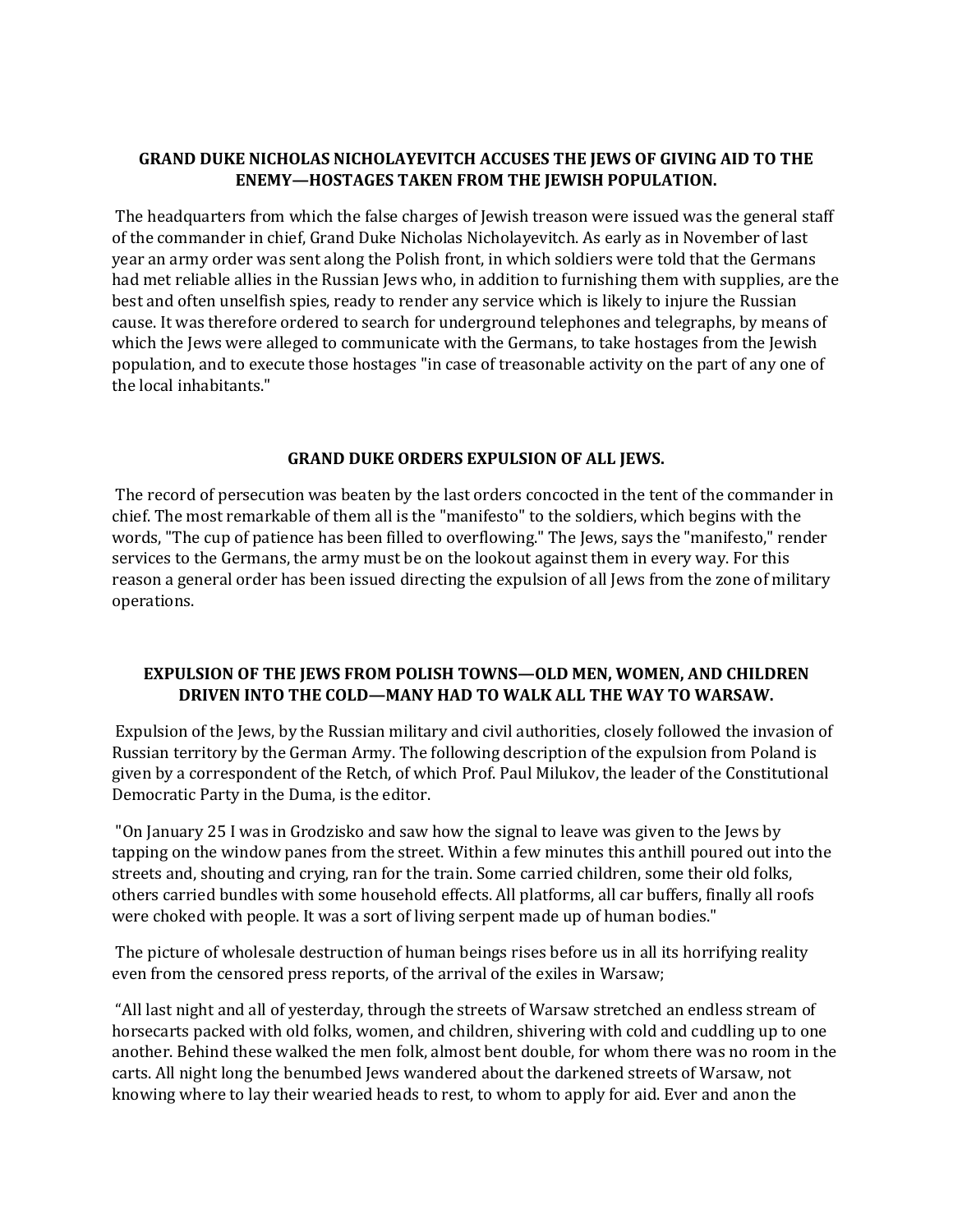### GRAND DUKE NICHOLAS NICHOLAYEVITCH ACCUSES THE JEWS OF GIVING AID TO THE ENEMY—HOSTAGES TAKEN FROM THE JEWISH POPULATION.

The headquarters from which the false charges of Jewish treason were issued was the general staff of the commander in chief, Grand Duke Nicholas Nicholayevitch. As early as in November of last year an army order was sent along the Polish front, in which soldiers were told that the Germans had met reliable allies in the Russian Jews who, in addition to furnishing them with supplies, are the best and often unselfish spies, ready to render any service which is likely to injure the Russian cause. It was therefore ordered to search for underground telephones and telegraphs, by means of which the Jews were alleged to communicate with the Germans, to take hostages from the Jewish population, and to execute those hostages "in case of treasonable activity on the part of any one of the local inhabitants."

### GRAND DUKE ORDERS EXPULSION OF ALL JEWS.

The record of persecution was beaten by the last orders concocted in the tent of the commander in chief. The most remarkable of them all is the "manifesto" to the soldiers, which begins with the words, "The cup of patience has been filled to overflowing." The Jews, says the "manifesto," render services to the Germans, the army must be on the lookout against them in every way. For this reason a general order has been issued directing the expulsion of all Jews from the zone of military operations.

### EXPULSION OF THE JEWS FROM POLISH TOWNS—OLD MEN, WOMEN, AND CHILDREN DRIVEN INTO THE COLD—MANY HAD TO WALK ALL THE WAY TO WARSAW.

Expulsion of the Jews, by the Russian military and civil authorities, closely followed the invasion of Russian territory by the German Army. The following description of the expulsion from Poland is given by a correspondent of the Retch, of which Prof. Paul Milukov, the leader of the Constitutional Democratic Party in the Duma, is the editor.

"On January 25 I was in Grodzisko and saw how the signal to leave was given to the Jews by tapping on the window panes from the street. Within a few minutes this anthill poured out into the streets and, shouting and crying, ran for the train. Some carried children, some their old folks, others carried bundles with some household effects. All platforms, all car buffers, finally all roofs were choked with people. It was a sort of living serpent made up of human bodies."

The picture of wholesale destruction of human beings rises before us in all its horrifying reality even from the censored press reports, of the arrival of the exiles in Warsaw;

"All last night and all of yesterday, through the streets of Warsaw stretched an endless stream of horsecarts packed with old folks, women, and children, shivering with cold and cuddling up to one another. Behind these walked the men folk, almost bent double, for whom there was no room in the carts. All night long the benumbed Jews wandered about the darkened streets of Warsaw, not knowing where to lay their wearied heads to rest, to whom to apply for aid. Ever and anon the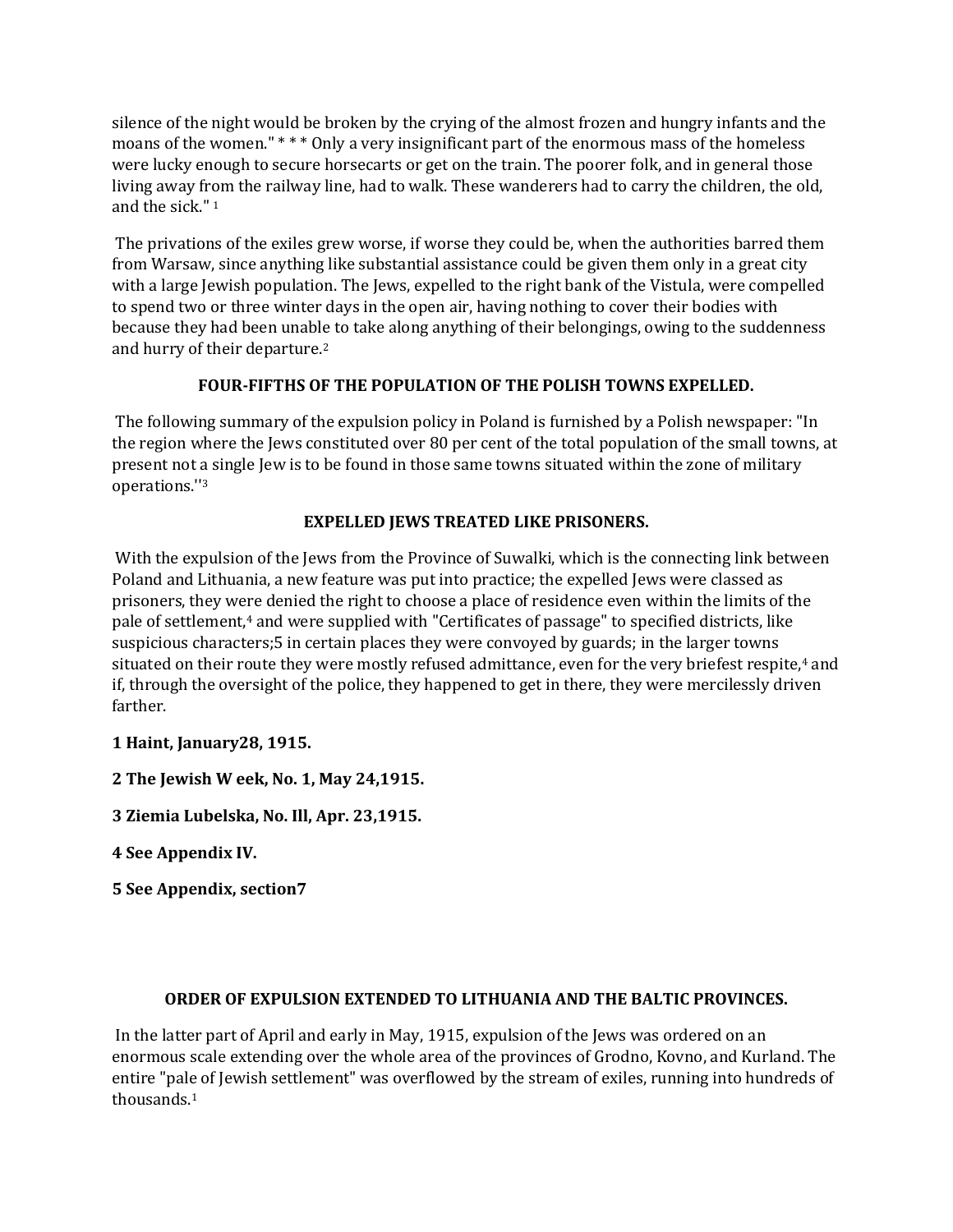silence of the night would be broken by the crying of the almost frozen and hungry infants and the moans of the women." * * * Only a very insignificant part of the enormous mass of the homeless were lucky enough to secure horsecarts or get on the train. The poorer folk, and in general those living away from the railway line, had to walk. These wanderers had to carry the children, the old, and the sick." [1]

The privations of the exiles grew worse, if worse they could be, when the authorities barred them from Warsaw, since anything like substantial assistance could be given them only in a great city with a large Jewish population. The Jews, expelled to the right bank of the Vistula, were compelled to spend two or three winter days in the open air, having nothing to cover their bodies with because they had been unable to take along anything of their belongings, owing to the suddenness and hurry of their departure.[2]

### FOUR-FIFTHS OF THE POPULATION OF THE POLISH TOWNS EXPELLED.

The following summary of the expulsion policy in Poland is furnished by a Polish newspaper: "In the region where the Jews constituted over 80 per cent of the total population of the small towns, at present not a single Jew is to be found in those same towns situated within the zone of military operations.''[3]

### EXPELLED JEWS TREATED LIKE PRISONERS.

With the expulsion of the Jews from the Province of Suwalki, which is the connecting link between Poland and Lithuania, a new feature was put into practice; the expelled Jews were classed as prisoners, they were denied the right to choose a place of residence even within the limits of the pale of settlement,[4] and were supplied with "Certificates of passage" to specified districts, like suspicious characters;5 in certain places they were convoyed by guards; in the larger towns situated on their route they were mostly refused admittance, even for the very briefest respite,[4] and if, through the oversight of the police, they happened to get in there, they were mercilessly driven farther.

**1 Haint, January28, 1915.**

**2 The Jewish W eek, No. 1, May 24,1915.**

**3 Ziemia Lubelska, No. Ill, Apr. 23,1915.**

**4 See Appendix IV.**

**5 See Appendix, section7**

### ORDER OF EXPULSION EXTENDED TO LITHUANIA AND THE BALTIC PROVINCES.

In the latter part of April and early in May, 1915, expulsion of the Jews was ordered on an enormous scale extending over the whole area of the provinces of Grodno, Kovno, and Kurland. The entire "pale of Jewish settlement" was overflowed by the stream of exiles, running into hundreds of thousands.[1]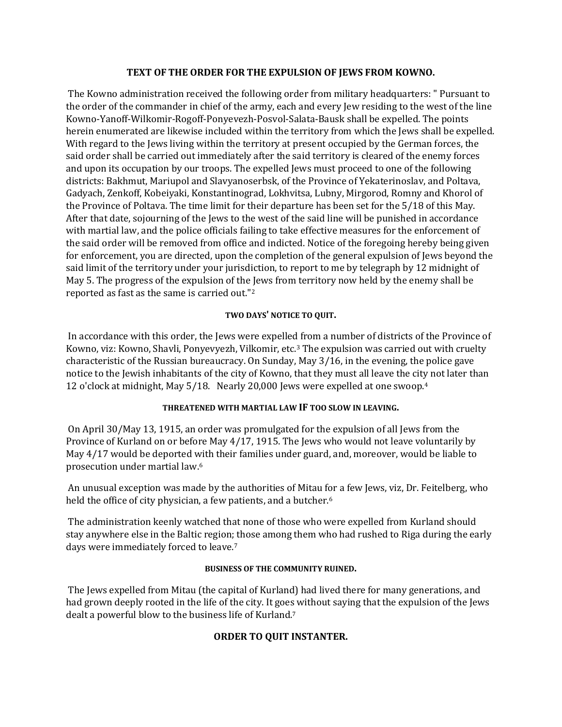### TEXT OF THE ORDER FOR THE EXPULSION OF JEWS FROM KOWNO.

The Kowno administration received the following order from military headquarters: " Pursuant to the order of the commander in chief of the army, each and every Jew residing to the west of the line Kowno-Yanoff-Wilkomir-Rogoff-Ponyevezh-Posvol-Salata-Bausk shall be expelled. The points herein enumerated are likewise included within the territory from which the Jews shall be expelled. With regard to the Jews living within the territory at present occupied by the German forces, the said order shall be carried out immediately after the said territory is cleared of the enemy forces and upon its occupation by our troops. The expelled Jews must proceed to one of the following districts: Bakhmut, Mariupol and Slavyanoserbsk, of the Province of Yekaterinoslav, and Poltava, Gadyach, Zenkoff, Kobeiyaki, Konstantinograd, Lokhvitsa, Lubny, Mirgorod, Romny and Khorol of the Province of Poltava. The time limit for their departure has been set for the 5/18 of this May. After that date, sojourning of the Jews to the west of the said line will be punished in accordance with martial law, and the police officials failing to take effective measures for the enforcement of the said order will be removed from office and indicted. Notice of the foregoing hereby being given for enforcement, you are directed, upon the completion of the general expulsion of Jews beyond the said limit of the territory under your jurisdiction, to report to me by telegraph by 12 midnight of May 5. The progress of the expulsion of the Jews from territory now held by the enemy shall be reported as fast as the same is carried out."[2]

#### TWO DAYS' NOTICE TO QUIT.

In accordance with this order, the Jews were expelled from a number of districts of the Province of Kowno, viz: Kowno, Shavli, Ponyevyezh, Vilkomir, etc.[3] The expulsion was carried out with cruelty characteristic of the Russian bureaucracy. On Sunday, May 3/16, in the evening, the police gave notice to the Jewish inhabitants of the city of Kowno, that they must all leave the city not later than 12 o'clock at midnight, May 5/18. Nearly 20,000 Jews were expelled at one swoop.[4]

#### THREATENED WITH MARTIAL LAW IF TOO SLOW IN LEAVING.

On April 30/May 13, 1915, an order was promulgated for the expulsion of all Jews from the Province of Kurland on or before May 4/17, 1915. The Jews who would not leave voluntarily by May 4/17 would be deported with their families under guard, and, moreover, would be liable to prosecution under martial law.[6]

An unusual exception was made by the authorities of Mitau for a few Jews, viz, Dr. Feitelberg, who held the office of city physician, a few patients, and a butcher.[6]

The administration keenly watched that none of those who were expelled from Kurland should stay anywhere else in the Baltic region; those among them who had rushed to Riga during the early days were immediately forced to leave.[7]

#### BUSINESS OF THE COMMUNITY RUINED.

The Jews expelled from Mitau (the capital of Kurland) had lived there for many generations, and had grown deeply rooted in the life of the city. It goes without saying that the expulsion of the Jews dealt a powerful blow to the business life of Kurland.[7]

### ORDER TO QUIT INSTANTER.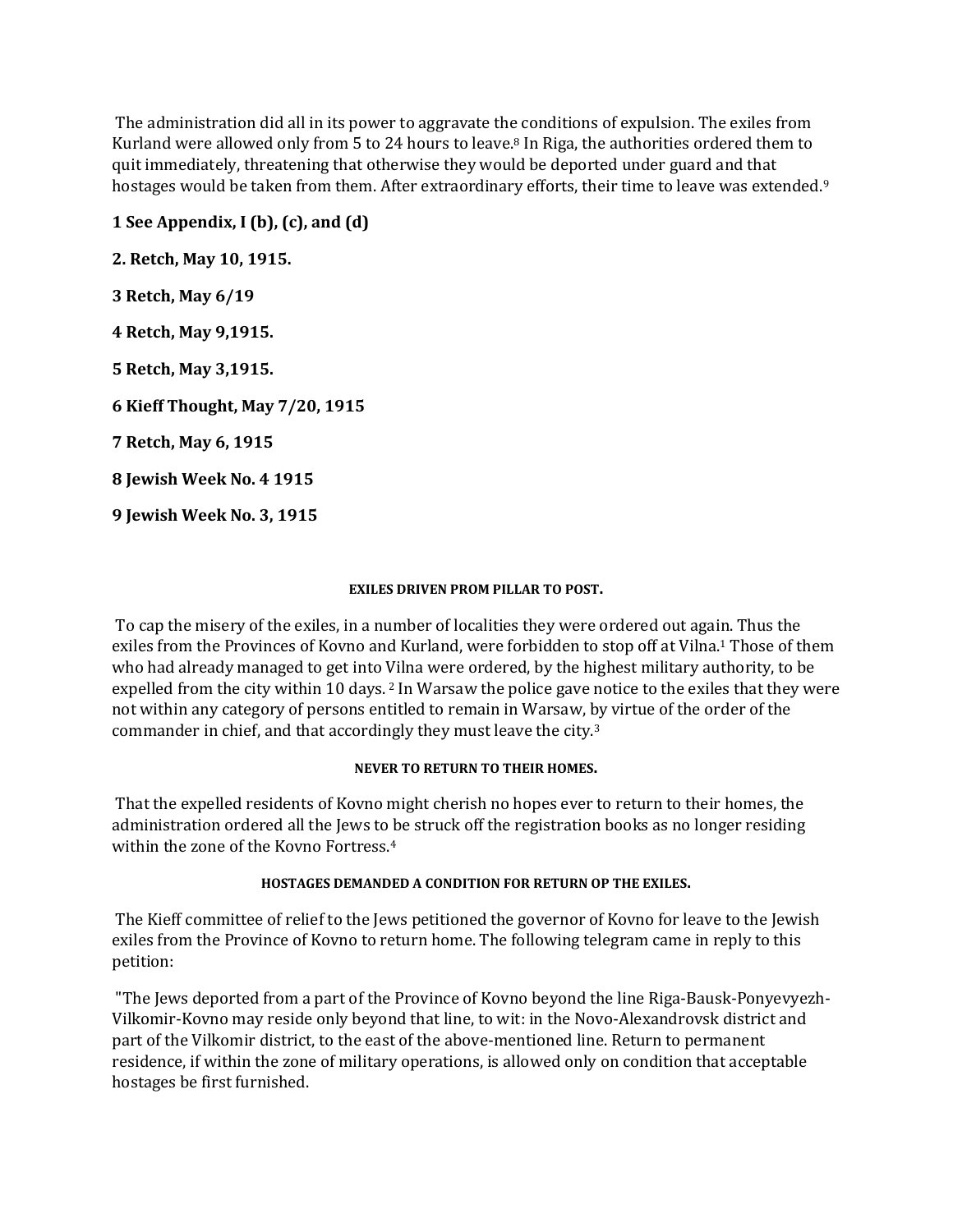The administration did all in its power to aggravate the conditions of expulsion. The exiles from Kurland were allowed only from 5 to 24 hours to leave.[8] In Riga, the authorities ordered them to quit immediately, threatening that otherwise they would be deported under guard and that hostages would be taken from them. After extraordinary efforts, their time to leave was extended.[9]

**1 See Appendix, I (b), (c), and (d)**

**2. Retch, May 10, 1915.**

**3 Retch, May 6/19**

**4 Retch, May 9,1915.**

**5 Retch, May 3,1915.**

**6 Kieff Thought, May 7/20, 1915**

**7 Retch, May 6, 1915**

**8 Jewish Week No. 4 1915**

**9 Jewish Week No. 3, 1915**

#### EXILES DRIVEN PROM PILLAR TO POST.

To cap the misery of the exiles, in a number of localities they were ordered out again. Thus the exiles from the Provinces of Kovno and Kurland, were forbidden to stop off at Vilna.[1] Those of them who had already managed to get into Vilna were ordered, by the highest military authority, to be expelled from the city within 10 days. [2] In Warsaw the police gave notice to the exiles that they were not within any category of persons entitled to remain in Warsaw, by virtue of the order of the commander in chief, and that accordingly they must leave the city.[3]

#### NEVER TO RETURN TO THEIR HOMES.

That the expelled residents of Kovno might cherish no hopes ever to return to their homes, the administration ordered all the Jews to be struck off the registration books as no longer residing within the zone of the Kovno Fortress.[4]

#### HOSTAGES DEMANDED A CONDITION FOR RETURN OP THE EXILES.

The Kieff committee of relief to the Jews petitioned the governor of Kovno for leave to the Jewish exiles from the Province of Kovno to return home. The following telegram came in reply to this petition:

"The Jews deported from a part of the Province of Kovno beyond the line Riga-Bausk-Ponyevyezh-Vilkomir-Kovno may reside only beyond that line, to wit: in the Novo-Alexandrovsk district and part of the Vilkomir district, to the east of the above-mentioned line. Return to permanent residence, if within the zone of military operations, is allowed only on condition that acceptable hostages be first furnished.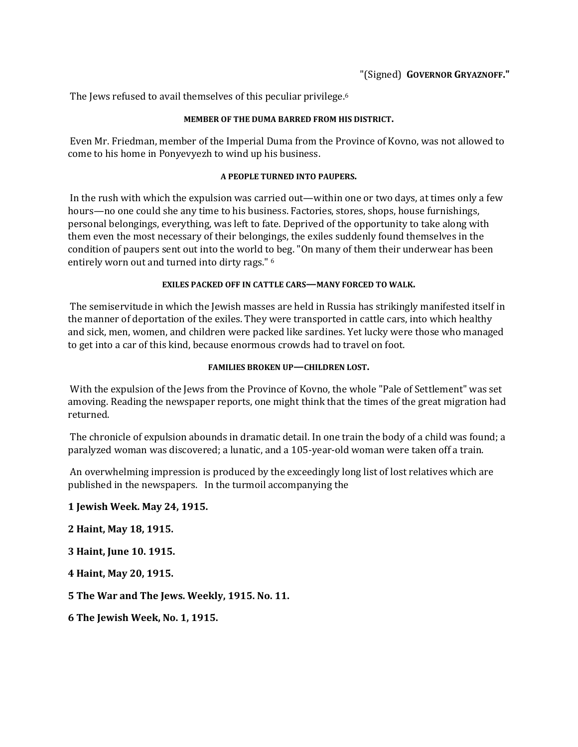"(Signed) **GOVERNOR GRYAZNOFF.**"

The Jews refused to avail themselves of this peculiar privilege.[6]

#### MEMBER OF THE DUMA BARRED FROM HIS DISTRICT.

Even Mr. Friedman, member of the Imperial Duma from the Province of Kovno, was not allowed to come to his home in Ponyevyezh to wind up his business.

#### A PEOPLE TURNED INTO PAUPERS.

In the rush with which the expulsion was carried out—within one or two days, at times only a few hours—no one could she any time to his business. Factories, stores, shops, house furnishings, personal belongings, everything, was left to fate. Deprived of the opportunity to take along with them even the most necessary of their belongings, the exiles suddenly found themselves in the condition of paupers sent out into the world to beg. "On many of them their underwear has been entirely worn out and turned into dirty rags." [6]

#### EXILES PACKED OFF IN CATTLE CARS—MANY FORCED TO WALK.

The semiservitude in which the Jewish masses are held in Russia has strikingly manifested itself in the manner of deportation of the exiles. They were transported in cattle cars, into which healthy and sick, men, women, and children were packed like sardines. Yet lucky were those who managed to get into a car of this kind, because enormous crowds had to travel on foot.

#### FAMILIES BROKEN UP—CHILDREN LOST.

With the expulsion of the Jews from the Province of Kovno, the whole "Pale of Settlement" was set amoving. Reading the newspaper reports, one might think that the times of the great migration had returned.

The chronicle of expulsion abounds in dramatic detail. In one train the body of a child was found; a paralyzed woman was discovered; a lunatic, and a 105-year-old woman were taken off a train.

An overwhelming impression is produced by the exceedingly long list of lost relatives which are published in the newspapers. In the turmoil accompanying the

**1 Jewish Week. May 24, 1915.**

**2 Haint, May 18, 1915.**

**3 Haint, June 10. 1915.**

**4 Haint, May 20, 1915.**

**5 The War and The Jews. Weekly, 1915. No. 11.**

**6 The Jewish Week, No. 1, 1915.**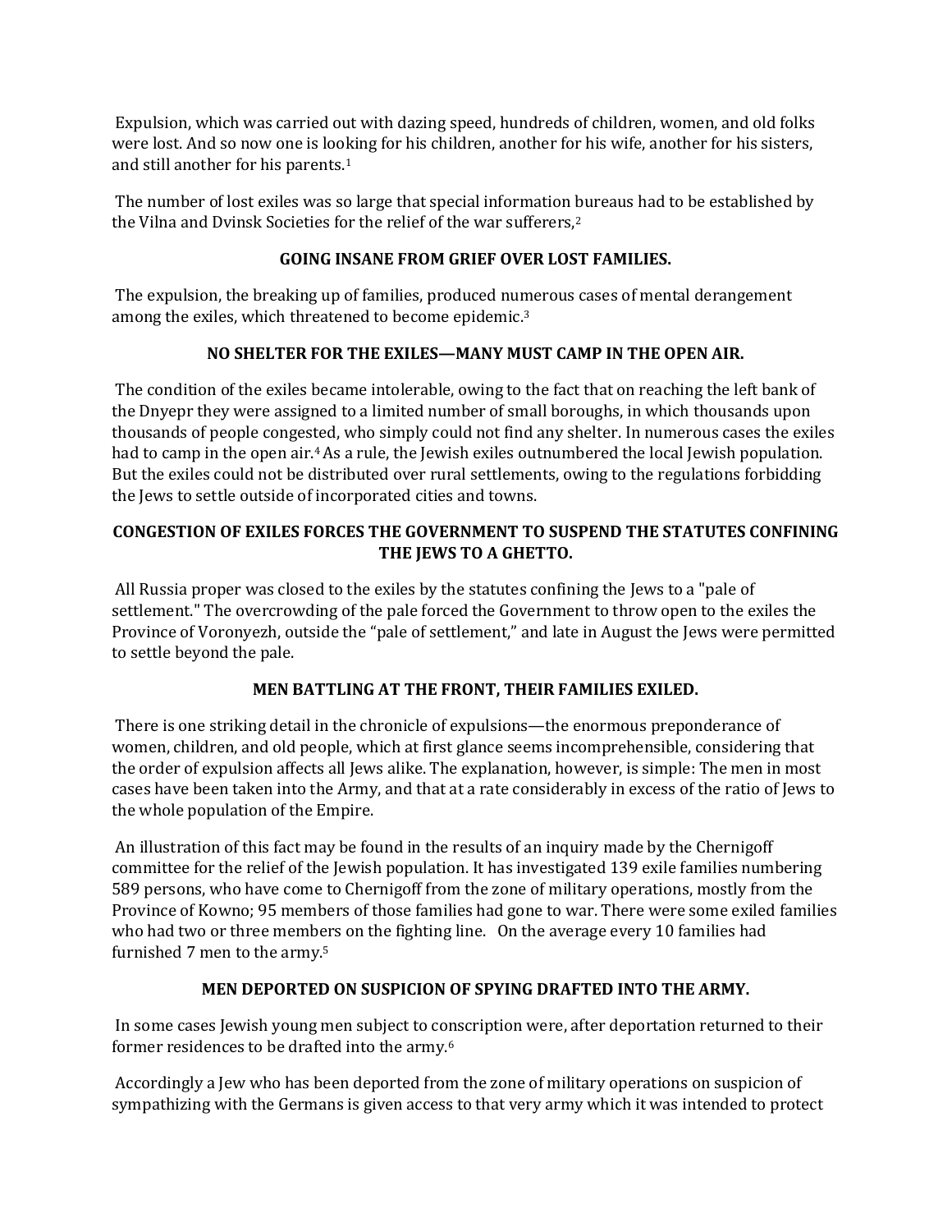Expulsion, which was carried out with dazing speed, hundreds of children, women, and old folks were lost. And so now one is looking for his children, another for his wife, another for his sisters, and still another for his parents.[1]

The number of lost exiles was so large that special information bureaus had to be established by the Vilna and Dvinsk Societies for the relief of the war sufferers,[2]

**GOING INSANE FROM GRIEF OVER LOST FAMILIES.**

The expulsion, the breaking up of families, produced numerous cases of mental derangement among the exiles, which threatened to become epidemic.[3]

**NO SHELTER FOR THE EXILES—MANY MUST CAMP IN THE OPEN AIR.**

The condition of the exiles became intolerable, owing to the fact that on reaching the left bank of the Dnyepr they were assigned to a limited number of small boroughs, in which thousands upon thousands of people congested, who simply could not find any shelter. In numerous cases the exiles had to camp in the open air.[4] As a rule, the Jewish exiles outnumbered the local Jewish population. But the exiles could not be distributed over rural settlements, owing to the regulations forbidding the Jews to settle outside of incorporated cities and towns.

**CONGESTION OF EXILES FORCES THE GOVERNMENT TO SUSPEND THE STATUTES CONFINING THE JEWS TO A GHETTO.**

All Russia proper was closed to the exiles by the statutes confining the Jews to a "pale of settlement." The overcrowding of the pale forced the Government to throw open to the exiles the Province of Voronyezh, outside the "pale of settlement," and late in August the Jews were permitted to settle beyond the pale.

**MEN BATTLING AT THE FRONT, THEIR FAMILIES EXILED.**

There is one striking detail in the chronicle of expulsions—the enormous preponderance of women, children, and old people, which at first glance seems incomprehensible, considering that the order of expulsion affects all Jews alike. The explanation, however, is simple: The men in most cases have been taken into the Army, and that at a rate considerably in excess of the ratio of Jews to the whole population of the Empire.

An illustration of this fact may be found in the results of an inquiry made by the Chernigoff committee for the relief of the Jewish population. It has investigated 139 exile families numbering 589 persons, who have come to Chernigoff from the zone of military operations, mostly from the Province of Kowno; 95 members of those families had gone to war. There were some exiled families who had two or three members on the fighting line. On the average every 10 families had furnished 7 men to the army.[5]

**MEN DEPORTED ON SUSPICION OF SPYING DRAFTED INTO THE ARMY.**

In some cases Jewish young men subject to conscription were, after deportation returned to their former residences to be drafted into the army.[6]

Accordingly a Jew who has been deported from the zone of military operations on suspicion of sympathizing with the Germans is given access to that very army which it was intended to protect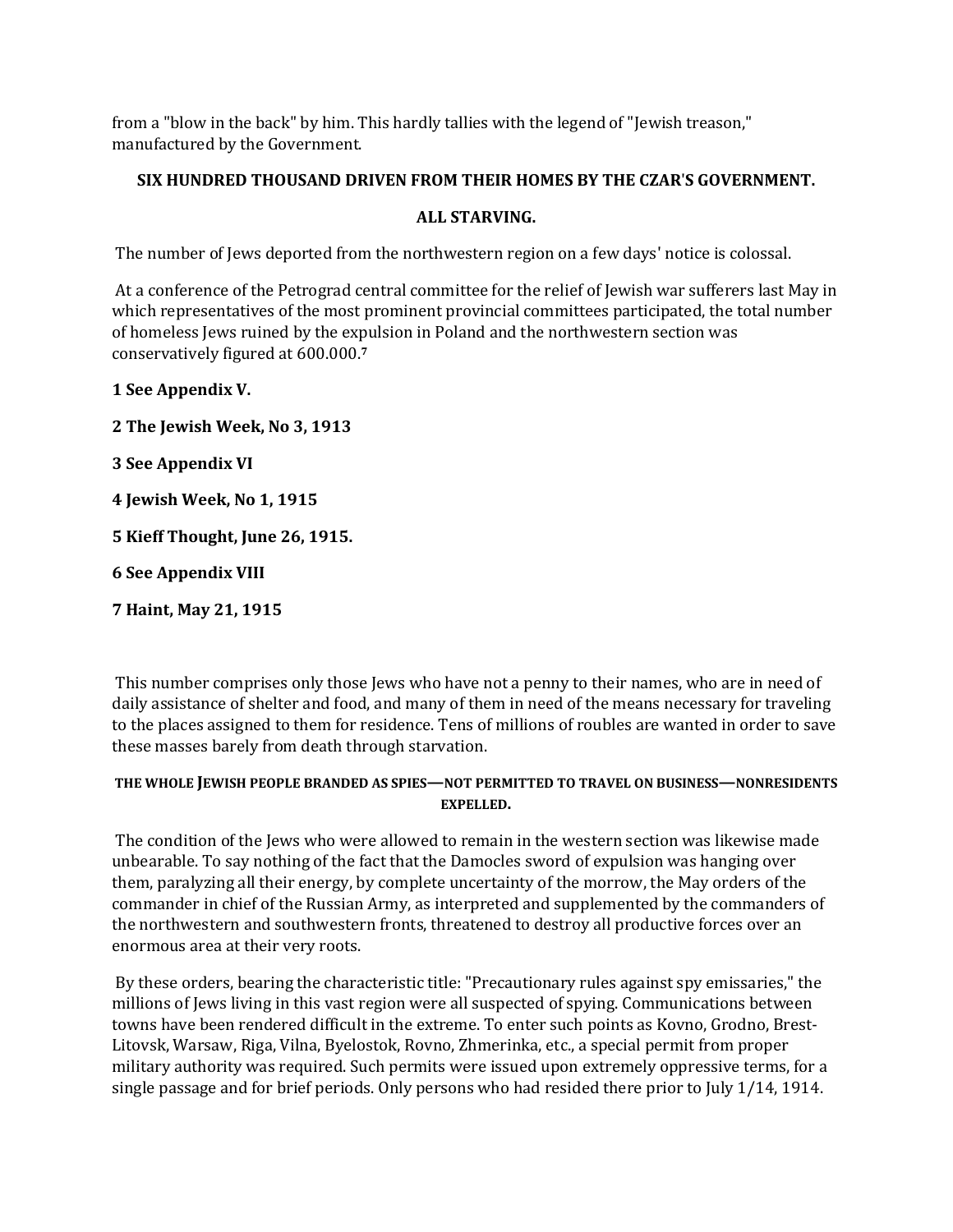from a "blow in the back" by him. This hardly tallies with the legend of "Jewish treason," manufactured by the Government.

**SIX HUNDRED THOUSAND DRIVEN FROM THEIR HOMES BY THE CZAR'S GOVERNMENT.**

**ALL STARVING.**

The number of Jews deported from the northwestern region on a few days' notice is colossal.

At a conference of the Petrograd central committee for the relief of Jewish war sufferers last May in which representatives of the most prominent provincial committees participated, the total number of homeless Jews ruined by the expulsion in Poland and the northwestern section was conservatively figured at 600.000.[7]

**1 See Appendix V.**

**2 The Jewish Week, No 3, 1913**

**3 See Appendix VI**

**4 Jewish Week, No 1, 1915**

**5 Kieff Thought, June 26, 1915.**

**6 See Appendix VIII**

**7 Haint, May 21, 1915**

This number comprises only those Jews who have not a penny to their names, who are in need of daily assistance of shelter and food, and many of them in need of the means necessary for traveling to the places assigned to them for residence. Tens of millions of roubles are wanted in order to save these masses barely from death through starvation.

**THE WHOLE JEWISH PEOPLE BRANDED AS SPIES—NOT PERMITTED TO TRAVEL ON BUSINESS—NONRESIDENTS EXPELLED.**

The condition of the Jews who were allowed to remain in the western section was likewise made unbearable. To say nothing of the fact that the Damocles sword of expulsion was hanging over them, paralyzing all their energy, by complete uncertainty of the morrow, the May orders of the commander in chief of the Russian Army, as interpreted and supplemented by the commanders of the northwestern and southwestern fronts, threatened to destroy all productive forces over an enormous area at their very roots.

By these orders, bearing the characteristic title: "Precautionary rules against spy emissaries," the millions of Jews living in this vast region were all suspected of spying. Communications between towns have been rendered difficult in the extreme. To enter such points as Kovno, Grodno, Brest-Litovsk, Warsaw, Riga, Vilna, Byelostok, Rovno, Zhmerinka, etc., a special permit from proper military authority was required. Such permits were issued upon extremely oppressive terms, for a single passage and for brief periods. Only persons who had resided there prior to July 1/14, 1914.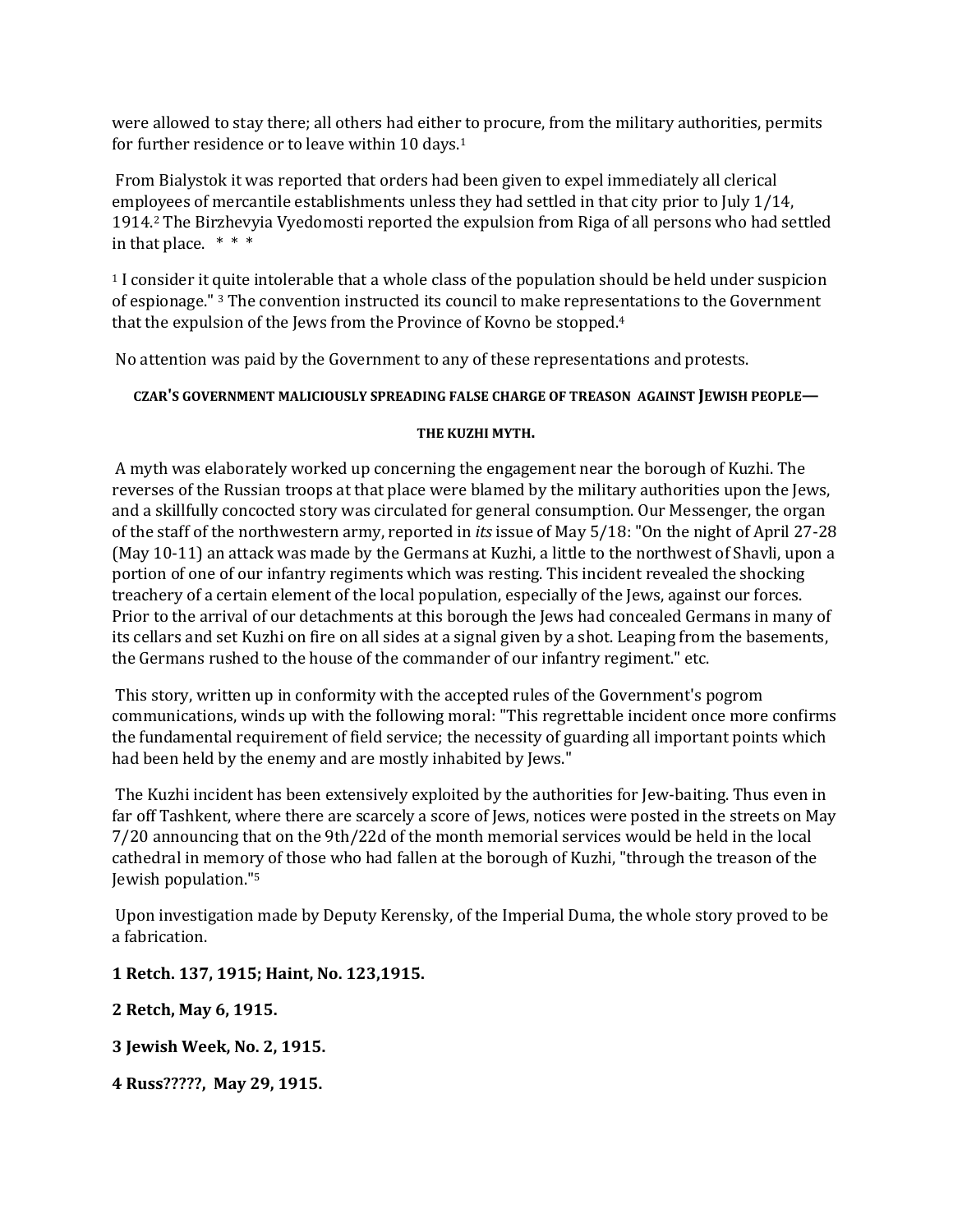were allowed to stay there; all others had either to procure, from the military authorities, permits for further residence or to leave within 10 days.[1]

From Bialystok it was reported that orders had been given to expel immediately all clerical employees of mercantile establishments unless they had settled in that city prior to July 1/14, 1914.[2] The Birzhevyia Vyedomosti reported the expulsion from Riga of all persons who had settled in that place. * * *

[1] I consider it quite intolerable that a whole class of the population should be held under suspicion of espionage." [3] The convention instructed its council to make representations to the Government that the expulsion of the Jews from the Province of Kovno be stopped.[4]

No attention was paid by the Government to any of these representations and protests.

#### CZAR'S GOVERNMENT MALICIOUSLY SPREADING FALSE CHARGE OF TREASON AGAINST JEWISH PEOPLE—

#### THE KUZHI MYTH.

A myth was elaborately worked up concerning the engagement near the borough of Kuzhi. The reverses of the Russian troops at that place were blamed by the military authorities upon the Jews, and a skillfully concocted story was circulated for general consumption. Our Messenger, the organ of the staff of the northwestern army, reported in *its* issue of May 5/18: "On the night of April 27-28 (May 10-11) an attack was made by the Germans at Kuzhi, a little to the northwest of Shavli, upon a portion of one of our infantry regiments which was resting. This incident revealed the shocking treachery of a certain element of the local population, especially of the Jews, against our forces. Prior to the arrival of our detachments at this borough the Jews had concealed Germans in many of its cellars and set Kuzhi on fire on all sides at a signal given by a shot. Leaping from the basements, the Germans rushed to the house of the commander of our infantry regiment." etc.

This story, written up in conformity with the accepted rules of the Government's pogrom communications, winds up with the following moral: "This regrettable incident once more confirms the fundamental requirement of field service; the necessity of guarding all important points which had been held by the enemy and are mostly inhabited by Jews."

The Kuzhi incident has been extensively exploited by the authorities for Jew-baiting. Thus even in far off Tashkent, where there are scarcely a score of Jews, notices were posted in the streets on May 7/20 announcing that on the 9th/22d of the month memorial services would be held in the local cathedral in memory of those who had fallen at the borough of Kuzhi, "through the treason of the Jewish population."[5]

Upon investigation made by Deputy Kerensky, of the Imperial Duma, the whole story proved to be a fabrication.

**1 Retch. 137, 1915; Haint, No. 123,1915.**

**2 Retch, May 6, 1915.**

**3 Jewish Week, No. 2, 1915.**

**4 Russ?????, May 29, 1915.**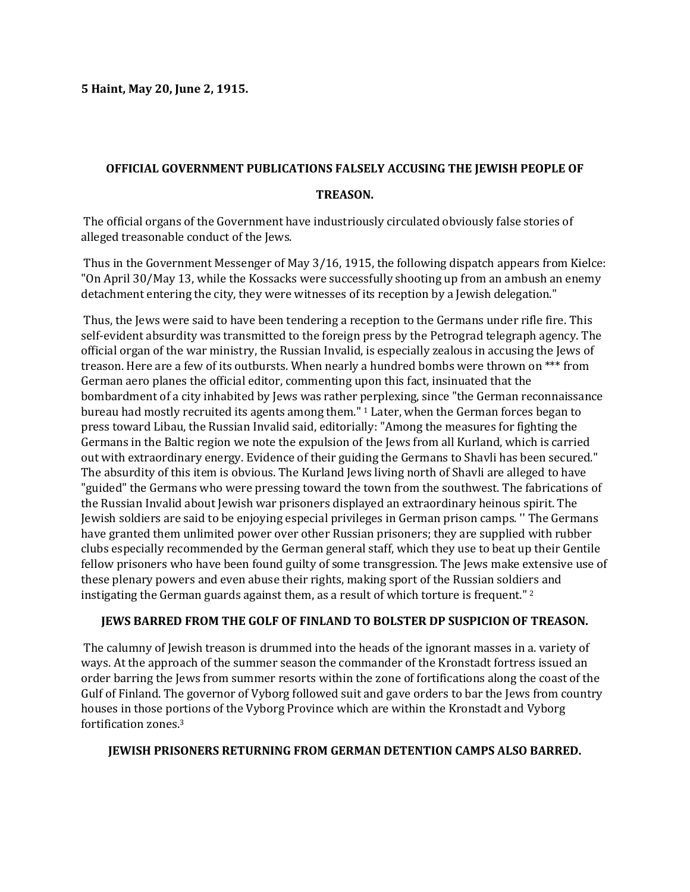**5 Haint, May 20, June 2, 1915.**

## OFFICIAL GOVERNMENT PUBLICATIONS FALSELY ACCUSING THE JEWISH PEOPLE OF TREASON.

The official organs of the Government have industriously circulated obviously false stories of alleged treasonable conduct of the Jews.

Thus in the Government Messenger of May 3/16, 1915, the following dispatch appears from Kielce: "On April 30/May 13, while the Kossacks were successfully shooting up from an ambush an enemy detachment entering the city, they were witnesses of its reception by a Jewish delegation."

Thus, the Jews were said to have been tendering a reception to the Germans under rifle fire. This self-evident absurdity was transmitted to the foreign press by the Petrograd telegraph agency. The official organ of the war ministry, the Russian Invalid, is especially zealous in accusing the Jews of treason. Here are a few of its outbursts. When nearly a hundred bombs were thrown on *** from German aero planes the official editor, commenting upon this fact, insinuated that the bombardment of a city inhabited by Jews was rather perplexing, since "the German reconnaissance bureau had mostly recruited its agents among them." [1] Later, when the German forces began to press toward Libau, the Russian Invalid said, editorially: "Among the measures for fighting the Germans in the Baltic region we note the expulsion of the Jews from all Kurland, which is carried out with extraordinary energy. Evidence of their guiding the Germans to Shavli has been secured." The absurdity of this item is obvious. The Kurland Jews living north of Shavli are alleged to have "guided" the Germans who were pressing toward the town from the southwest. The fabrications of the Russian Invalid about Jewish war prisoners displayed an extraordinary heinous spirit. The Jewish soldiers are said to be enjoying especial privileges in German prison camps. '' The Germans have granted them unlimited power over other Russian prisoners; they are supplied with rubber clubs especially recommended by the German general staff, which they use to beat up their Gentile fellow prisoners who have been found guilty of some transgression. The Jews make extensive use of these plenary powers and even abuse their rights, making sport of the Russian soldiers and instigating the German guards against them, as a result of which torture is frequent." [2]

## JEWS BARRED FROM THE GOLF OF FINLAND TO BOLSTER DP SUSPICION OF TREASON.

The calumny of Jewish treason is drummed into the heads of the ignorant masses in a. variety of ways. At the approach of the summer season the commander of the Kronstadt fortress issued an order barring the Jews from summer resorts within the zone of fortifications along the coast of the Gulf of Finland. The governor of Vyborg followed suit and gave orders to bar the Jews from country houses in those portions of the Vyborg Province which are within the Kronstadt and Vyborg fortification zones.[3]

## JEWISH PRISONERS RETURNING FROM GERMAN DETENTION CAMPS ALSO BARRED.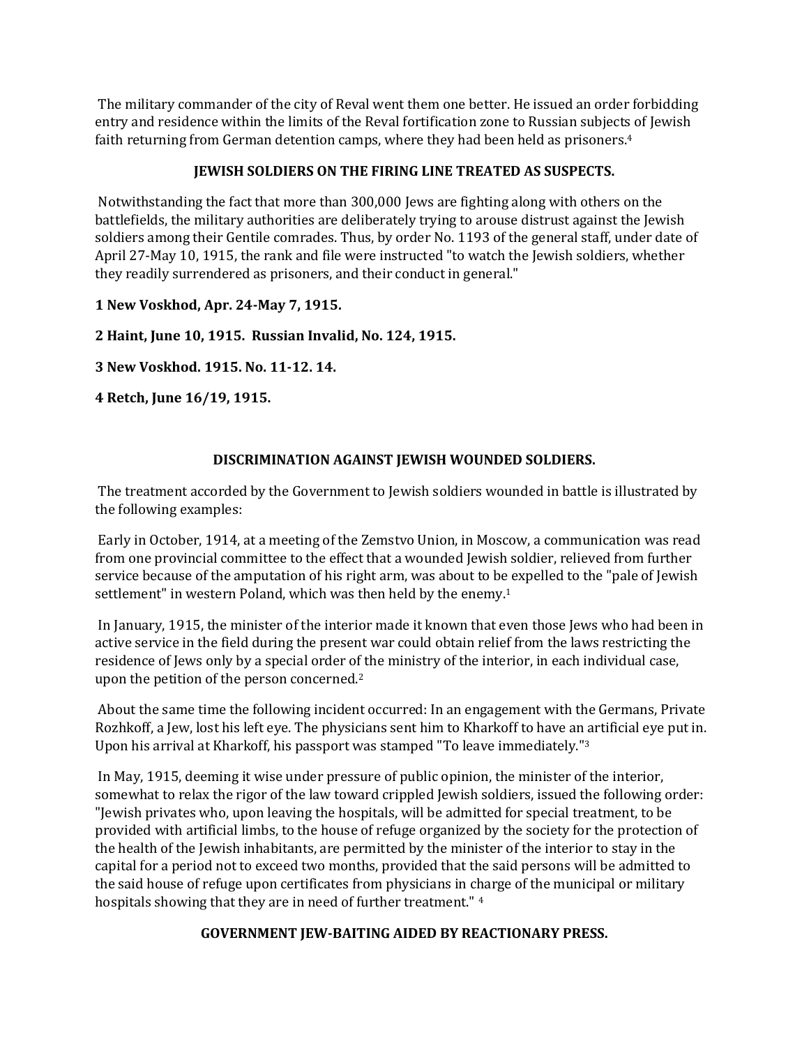The military commander of the city of Reval went them one better. He issued an order forbidding entry and residence within the limits of the Reval fortification zone to Russian subjects of Jewish faith returning from German detention camps, where they had been held as prisoners.[4]

## JEWISH SOLDIERS ON THE FIRING LINE TREATED AS SUSPECTS.

Notwithstanding the fact that more than 300,000 Jews are fighting along with others on the battlefields, the military authorities are deliberately trying to arouse distrust against the Jewish soldiers among their Gentile comrades. Thus, by order No. 1193 of the general staff, under date of April 27-May 10, 1915, the rank and file were instructed "to watch the Jewish soldiers, whether they readily surrendered as prisoners, and their conduct in general."

**1 New Voskhod, Apr. 24-May 7, 1915.**

**2 Haint, June 10, 1915. Russian Invalid, No. 124, 1915.**

**3 New Voskhod. 1915. No. 11-12. 14.**

**4 Retch, June 16/19, 1915.**

## DISCRIMINATION AGAINST JEWISH WOUNDED SOLDIERS.

The treatment accorded by the Government to Jewish soldiers wounded in battle is illustrated by the following examples:

Early in October, 1914, at a meeting of the Zemstvo Union, in Moscow, a communication was read from one provincial committee to the effect that a wounded Jewish soldier, relieved from further service because of the amputation of his right arm, was about to be expelled to the "pale of Jewish settlement" in western Poland, which was then held by the enemy.[1]

In January, 1915, the minister of the interior made it known that even those Jews who had been in active service in the field during the present war could obtain relief from the laws restricting the residence of Jews only by a special order of the ministry of the interior, in each individual case, upon the petition of the person concerned.[2]

About the same time the following incident occurred: In an engagement with the Germans, Private Rozhkoff, a Jew, lost his left eye. The physicians sent him to Kharkoff to have an artificial eye put in. Upon his arrival at Kharkoff, his passport was stamped "To leave immediately."[3]

In May, 1915, deeming it wise under pressure of public opinion, the minister of the interior, somewhat to relax the rigor of the law toward crippled Jewish soldiers, issued the following order: "Jewish privates who, upon leaving the hospitals, will be admitted for special treatment, to be provided with artificial limbs, to the house of refuge organized by the society for the protection of the health of the Jewish inhabitants, are permitted by the minister of the interior to stay in the capital for a period not to exceed two months, provided that the said persons will be admitted to the said house of refuge upon certificates from physicians in charge of the municipal or military hospitals showing that they are in need of further treatment." [4]

## GOVERNMENT JEW-BAITING AIDED BY REACTIONARY PRESS.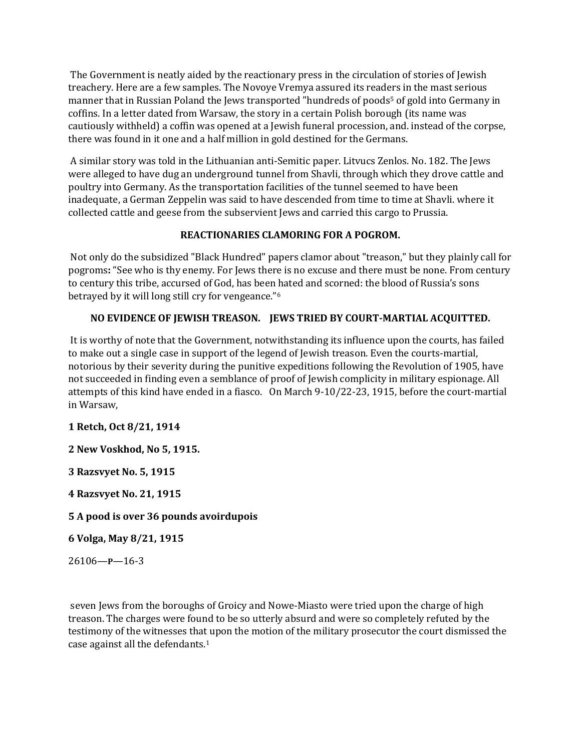The Government is neatly aided by the reactionary press in the circulation of stories of Jewish treachery. Here are a few samples. The Novoye Vremya assured its readers in the mast serious manner that in Russian Poland the Jews transported "hundreds of poods[5] of gold into Germany in coffins. In a letter dated from Warsaw, the story in a certain Polish borough (its name was cautiously withheld) a coffin was opened at a Jewish funeral procession, and. instead of the corpse, there was found in it one and a half million in gold destined for the Germans.

A similar story was told in the Lithuanian anti-Semitic paper. Litvucs Zenlos. No. 182. The Jews were alleged to have dug an underground tunnel from Shavli, through which they drove cattle and poultry into Germany. As the transportation facilities of the tunnel seemed to have been inadequate, a German Zeppelin was said to have descended from time to time at Shavli. where it collected cattle and geese from the subservient Jews and carried this cargo to Prussia.

**REACTIONARIES CLAMORING FOR A POGROM.**

Not only do the subsidized "Black Hundred" papers clamor about "treason," but they plainly call for pogroms**:** "See who is thy enemy. For Jews there is no excuse and there must be none. From century to century this tribe, accursed of God, has been hated and scorned: the blood of Russia's sons betrayed by it will long still cry for vengeance."[6]

**NO EVIDENCE OF JEWISH TREASON. JEWS TRIED BY COURT-MARTIAL ACQUITTED.**

It is worthy of note that the Government, notwithstanding its influence upon the courts, has failed to make out a single case in support of the legend of Jewish treason. Even the courts-martial, notorious by their severity during the punitive expeditions following the Revolution of 1905, have not succeeded in finding even a semblance of proof of Jewish complicity in military espionage. All attempts of this kind have ended in a fiasco. On March 9-10/22-23, 1915, before the court-martial in Warsaw,

**1 Retch, Oct 8/21, 1914**

**2 New Voskhod, No 5, 1915.**

**3 Razsvyet No. 5, 1915**

**4 Razsvyet No. 21, 1915**

**5 A pood is over 36 pounds avoirdupois**

**6 Volga, May 8/21, 1915**

26106—P—16-3

seven Jews from the boroughs of Groicy and Nowe-Miasto were tried upon the charge of high treason. The charges were found to be so utterly absurd and were so completely refuted by the testimony of the witnesses that upon the motion of the military prosecutor the court dismissed the case against all the defendants.[1]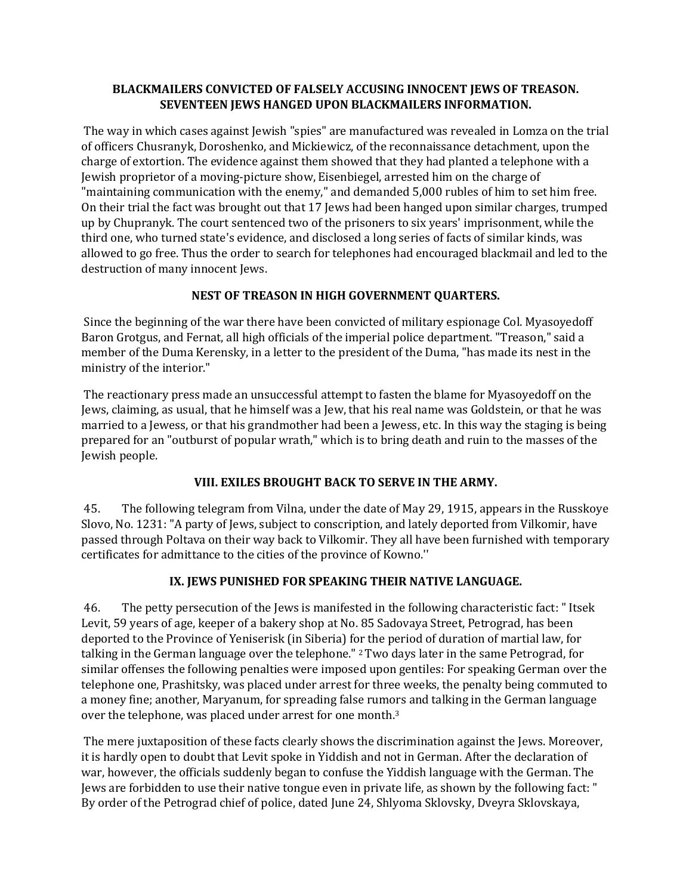## BLACKMAILERS CONVICTED OF FALSELY ACCUSING INNOCENT JEWS OF TREASON. SEVENTEEN JEWS HANGED UPON BLACKMAILERS INFORMATION.

The way in which cases against Jewish "spies" are manufactured was revealed in Lomza on the trial of officers Chusranyk, Doroshenko, and Mickiewicz, of the reconnaissance detachment, upon the charge of extortion. The evidence against them showed that they had planted a telephone with a Jewish proprietor of a moving-picture show, Eisenbiegel, arrested him on the charge of "maintaining communication with the enemy," and demanded 5,000 rubles of him to set him free. On their trial the fact was brought out that 17 Jews had been hanged upon similar charges, trumped up by Chupranyk. The court sentenced two of the prisoners to six years' imprisonment, while the third one, who turned state's evidence, and disclosed a long series of facts of similar kinds, was allowed to go free. Thus the order to search for telephones had encouraged blackmail and led to the destruction of many innocent Jews.

## NEST OF TREASON IN HIGH GOVERNMENT QUARTERS.

Since the beginning of the war there have been convicted of military espionage Col. Myasoyedoff Baron Grotgus, and Fernat, all high officials of the imperial police department. "Treason," said a member of the Duma Kerensky, in a letter to the president of the Duma, "has made its nest in the ministry of the interior."

The reactionary press made an unsuccessful attempt to fasten the blame for Myasoyedoff on the Jews, claiming, as usual, that he himself was a Jew, that his real name was Goldstein, or that he was married to a Jewess, or that his grandmother had been a Jewess, etc. In this way the staging is being prepared for an "outburst of popular wrath," which is to bring death and ruin to the masses of the Jewish people.

## VIII. EXILES BROUGHT BACK TO SERVE IN THE ARMY.

45. The following telegram from Vilna, under the date of May 29, 1915, appears in the Russkoye Slovo, No. 1231: "A party of Jews, subject to conscription, and lately deported from Vilkomir, have passed through Poltava on their way back to Vilkomir. They all have been furnished with temporary certificates for admittance to the cities of the province of Kowno.''

## IX. JEWS PUNISHED FOR SPEAKING THEIR NATIVE LANGUAGE.

46. The petty persecution of the Jews is manifested in the following characteristic fact: " Itsek Levit, 59 years of age, keeper of a bakery shop at No. 85 Sadovaya Street, Petrograd, has been deported to the Province of Yeniserisk (in Siberia) for the period of duration of martial law, for talking in the German language over the telephone." [2] Two days later in the same Petrograd, for similar offenses the following penalties were imposed upon gentiles: For speaking German over the telephone one, Prashitsky, was placed under arrest for three weeks, the penalty being commuted to a money fine; another, Maryanum, for spreading false rumors and talking in the German language over the telephone, was placed under arrest for one month.[3]

The mere juxtaposition of these facts clearly shows the discrimination against the Jews. Moreover, it is hardly open to doubt that Levit spoke in Yiddish and not in German. After the declaration of war, however, the officials suddenly began to confuse the Yiddish language with the German. The Jews are forbidden to use their native tongue even in private life, as shown by the following fact: " By order of the Petrograd chief of police, dated June 24, Shlyoma Sklovsky, Dveyra Sklovskaya,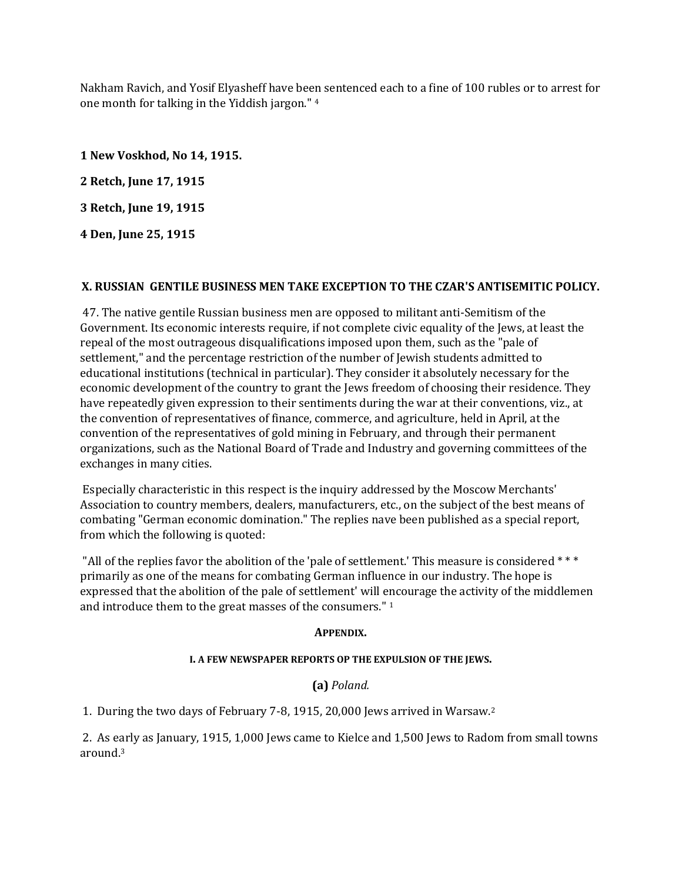Nakham Ravich, and Yosif Elyasheff have been sentenced each to a fine of 100 rubles or to arrest for one month for talking in the Yiddish jargon." [4]

**1 New Voskhod, No 14, 1915.**

**2 Retch, June 17, 1915**

**3 Retch, June 19, 1915**

**4 Den, June 25, 1915**

## X. RUSSIAN GENTILE BUSINESS MEN TAKE EXCEPTION TO THE CZAR'S ANTISEMITIC POLICY.

47. The native gentile Russian business men are opposed to militant anti-Semitism of the Government. Its economic interests require, if not complete civic equality of the Jews, at least the repeal of the most outrageous disqualifications imposed upon them, such as the "pale of settlement," and the percentage restriction of the number of Jewish students admitted to educational institutions (technical in particular). They consider it absolutely necessary for the economic development of the country to grant the Jews freedom of choosing their residence. They have repeatedly given expression to their sentiments during the war at their conventions, viz., at the convention of representatives of finance, commerce, and agriculture, held in April, at the convention of the representatives of gold mining in February, and through their permanent organizations, such as the National Board of Trade and Industry and governing committees of the exchanges in many cities.

Especially characteristic in this respect is the inquiry addressed by the Moscow Merchants' Association to country members, dealers, manufacturers, etc., on the subject of the best means of combating "German economic domination." The replies nave been published as a special report, from which the following is quoted:

"All of the replies favor the abolition of the 'pale of settlement.' This measure is considered * * * primarily as one of the means for combating German influence in our industry. The hope is expressed that the abolition of the pale of settlement' will encourage the activity of the middlemen and introduce them to the great masses of the consumers." [1]

## APPENDIX.

### I. A FEW NEWSPAPER REPORTS OP THE EXPULSION OF THE JEWS.

#### (a) *Poland.*

1. During the two days of February 7-8, 1915, 20,000 Jews arrived in Warsaw.[2]

2. As early as January, 1915, 1,000 Jews came to Kielce and 1,500 Jews to Radom from small towns around.[3]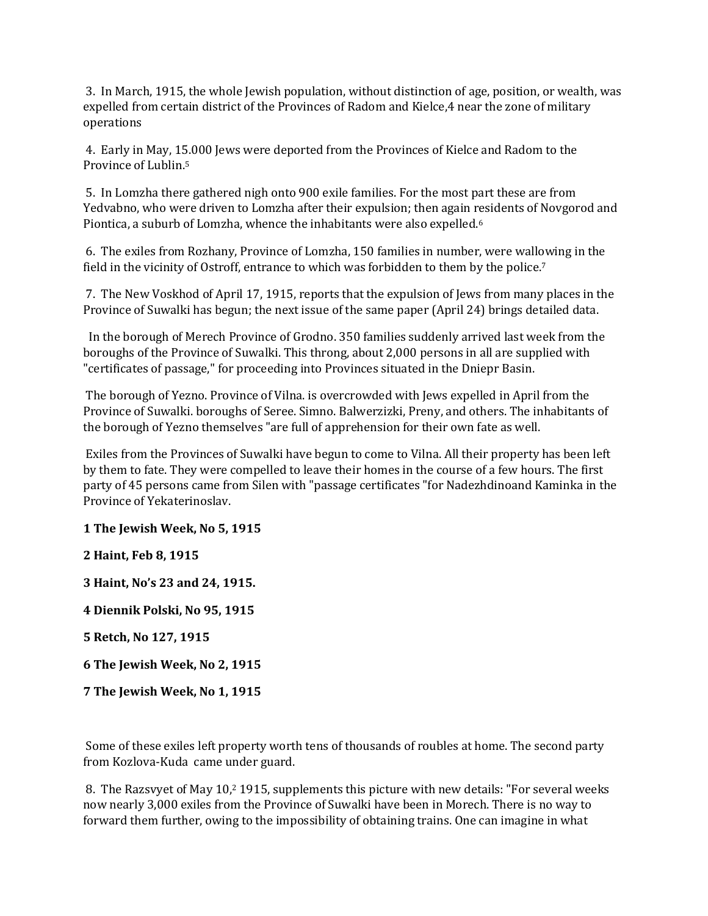3. In March, 1915, the whole Jewish population, without distinction of age, position, or wealth, was expelled from certain district of the Provinces of Radom and Kielce,[4] near the zone of military operations

4. Early in May, 15.000 Jews were deported from the Provinces of Kielce and Radom to the Province of Lublin.[5]

5. In Lomzha there gathered nigh onto 900 exile families. For the most part these are from Yedvabno, who were driven to Lomzha after their expulsion; then again residents of Novgorod and Piontica, a suburb of Lomzha, whence the inhabitants were also expelled.[6]

6. The exiles from Rozhany, Province of Lomzha, 150 families in number, were wallowing in the field in the vicinity of Ostroff, entrance to which was forbidden to them by the police.[7]

7. The New Voskhod of April 17, 1915, reports that the expulsion of Jews from many places in the Province of Suwalki has begun; the next issue of the same paper (April 24) brings detailed data.

In the borough of Merech Province of Grodno. 350 families suddenly arrived last week from the boroughs of the Province of Suwalki. This throng, about 2,000 persons in all are supplied with "certificates of passage," for proceeding into Provinces situated in the Dniepr Basin.

The borough of Yezno. Province of Vilna. is overcrowded with Jews expelled in April from the Province of Suwalki. boroughs of Seree. Simno. Balwerzizki, Preny, and others. The inhabitants of the borough of Yezno themselves "are full of apprehension for their own fate as well.

Exiles from the Provinces of Suwalki have begun to come to Vilna. All their property has been left by them to fate. They were compelled to leave their homes in the course of a few hours. The first party of 45 persons came from Silen with "passage certificates "for Nadezhdinoand Kaminka in the Province of Yekaterinoslav.

**1 The Jewish Week, No 5, 1915**

**2 Haint, Feb 8, 1915**

**3 Haint, No's 23 and 24, 1915.**

**4 Diennik Polski, No 95, 1915**

**5 Retch, No 127, 1915**

**6 The Jewish Week, No 2, 1915**

**7 The Jewish Week, No 1, 1915**

Some of these exiles left property worth tens of thousands of roubles at home. The second party from Kozlova-Kuda came under guard.

8. The Razsvyet of May 10,[2] 1915, supplements this picture with new details: "For several weeks now nearly 3,000 exiles from the Province of Suwalki have been in Morech. There is no way to forward them further, owing to the impossibility of obtaining trains. One can imagine in what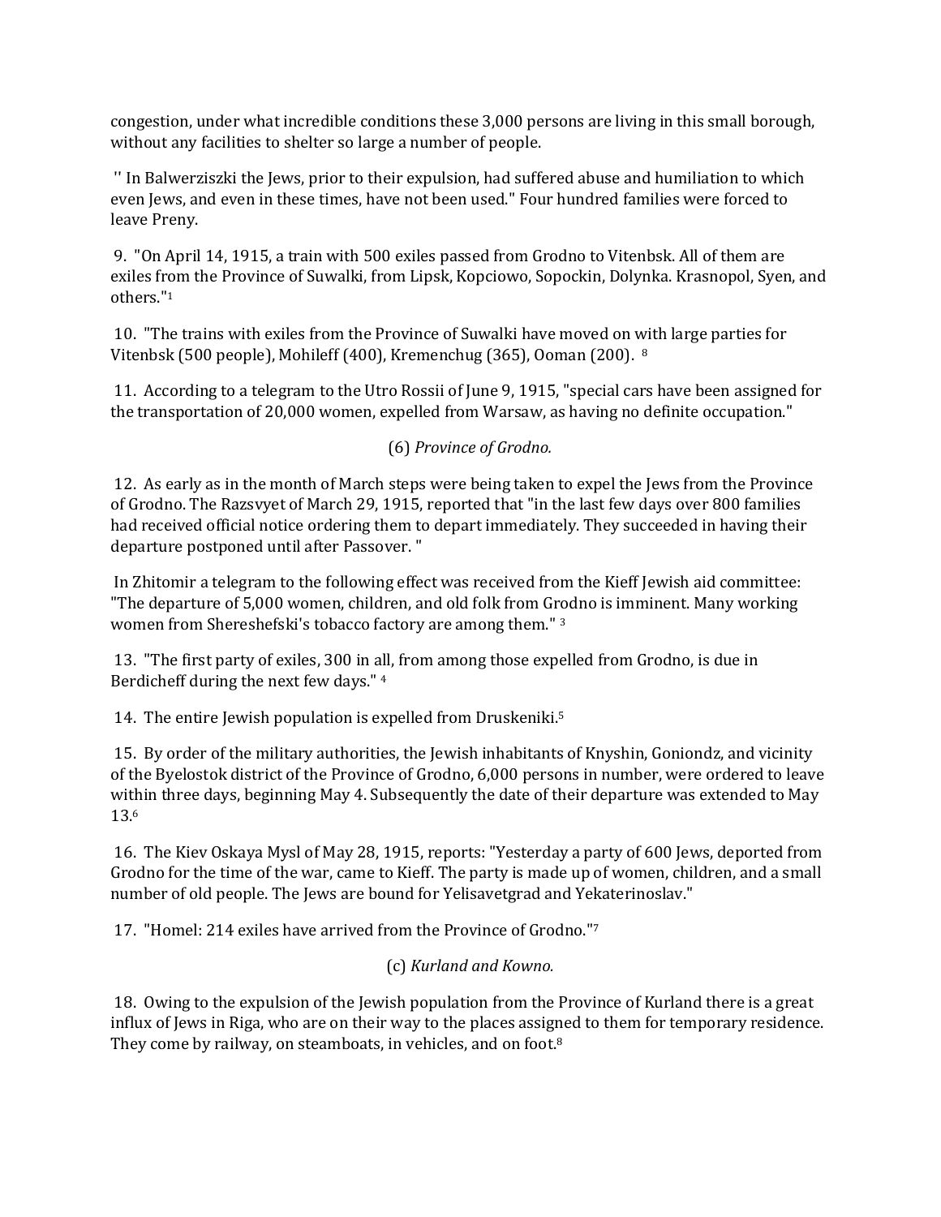congestion, under what incredible conditions these 3,000 persons are living in this small borough, without any facilities to shelter so large a number of people.

'' In Balwerziszki the Jews, prior to their expulsion, had suffered abuse and humiliation to which even Jews, and even in these times, have not been used." Four hundred families were forced to leave Preny.

9. "On April 14, 1915, a train with 500 exiles passed from Grodno to Vitenbsk. All of them are exiles from the Province of Suwalki, from Lipsk, Kopciowo, Sopockin, Dolynka. Krasnopol, Syen, and others."[1]

10. "The trains with exiles from the Province of Suwalki have moved on with large parties for Vitenbsk (500 people), Mohileff (400), Kremenchug (365), Ooman (200). [8]

11. According to a telegram to the Utro Rossii of June 9, 1915, "special cars have been assigned for the transportation of 20,000 women, expelled from Warsaw, as having no definite occupation."

(6) *Province of Grodno.*

12. As early as in the month of March steps were being taken to expel the Jews from the Province of Grodno. The Razsvyet of March 29, 1915, reported that "in the last few days over 800 families had received official notice ordering them to depart immediately. They succeeded in having their departure postponed until after Passover. "

In Zhitomir a telegram to the following effect was received from the Kieff Jewish aid committee: "The departure of 5,000 women, children, and old folk from Grodno is imminent. Many working women from Shereshefski's tobacco factory are among them." [3]

13. "The first party of exiles, 300 in all, from among those expelled from Grodno, is due in Berdicheff during the next few days." [4]

14. The entire Jewish population is expelled from Druskeniki.[5]

15. By order of the military authorities, the Jewish inhabitants of Knyshin, Goniondz, and vicinity of the Byelostok district of the Province of Grodno, 6,000 persons in number, were ordered to leave within three days, beginning May 4. Subsequently the date of their departure was extended to May 13.[6]

16. The Kiev Oskaya Mysl of May 28, 1915, reports: "Yesterday a party of 600 Jews, deported from Grodno for the time of the war, came to Kieff. The party is made up of women, children, and a small number of old people. The Jews are bound for Yelisavetgrad and Yekaterinoslav."

17. "Homel: 214 exiles have arrived from the Province of Grodno."[7]

(c) *Kurland and Kowno.*

18. Owing to the expulsion of the Jewish population from the Province of Kurland there is a great influx of Jews in Riga, who are on their way to the places assigned to them for temporary residence. They come by railway, on steamboats, in vehicles, and on foot.[8]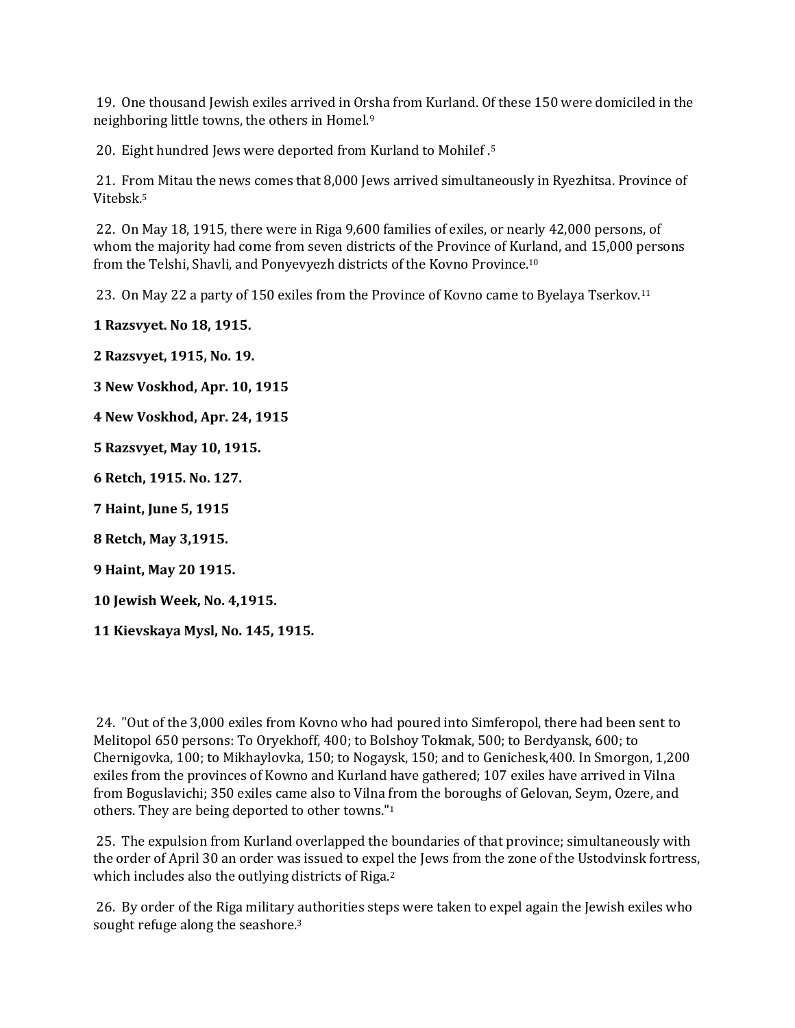19. One thousand Jewish exiles arrived in Orsha from Kurland. Of these 150 were domiciled in the neighboring little towns, the others in Homel.[9]

20. Eight hundred Jews were deported from Kurland to Mohilef .[5]

21. From Mitau the news comes that 8,000 Jews arrived simultaneously in Ryezhitsa. Province of Vitebsk.[5]

22. On May 18, 1915, there were in Riga 9,600 families of exiles, or nearly 42,000 persons, of whom the majority had come from seven districts of the Province of Kurland, and 15,000 persons from the Telshi, Shavli, and Ponyevyezh districts of the Kovno Province.[10]

23. On May 22 a party of 150 exiles from the Province of Kovno came to Byelaya Tserkov.[11]

**1 Razsvyet. No 18, 1915.**

**2 Razsvyet, 1915, No. 19.**

**3 New Voskhod, Apr. 10, 1915**

**4 New Voskhod, Apr. 24, 1915**

**5 Razsvyet, May 10, 1915.**

**6 Retch, 1915. No. 127.**

**7 Haint, June 5, 1915**

**8 Retch, May 3,1915.**

**9 Haint, May 20 1915.**

**10 Jewish Week, No. 4,1915.**

**11 Kievskaya Mysl, No. 145, 1915.**

24. "Out of the 3,000 exiles from Kovno who had poured into Simferopol, there had been sent to Melitopol 650 persons: To Oryekhoff, 400; to Bolshoy Tokmak, 500; to Berdyansk, 600; to Chernigovka, 100; to Mikhaylovka, 150; to Nogaysk, 150; and to Genichesk,400. In Smorgon, 1,200 exiles from the provinces of Kowno and Kurland have gathered; 107 exiles have arrived in Vilna from Boguslavichi; 350 exiles came also to Vilna from the boroughs of Gelovan, Seym, Ozere, and others. They are being deported to other towns."[1]

25. The expulsion from Kurland overlapped the boundaries of that province; simultaneously with the order of April 30 an order was issued to expel the Jews from the zone of the Ustodvinsk fortress, which includes also the outlying districts of Riga.[2]

26. By order of the Riga military authorities steps were taken to expel again the Jewish exiles who sought refuge along the seashore.[3]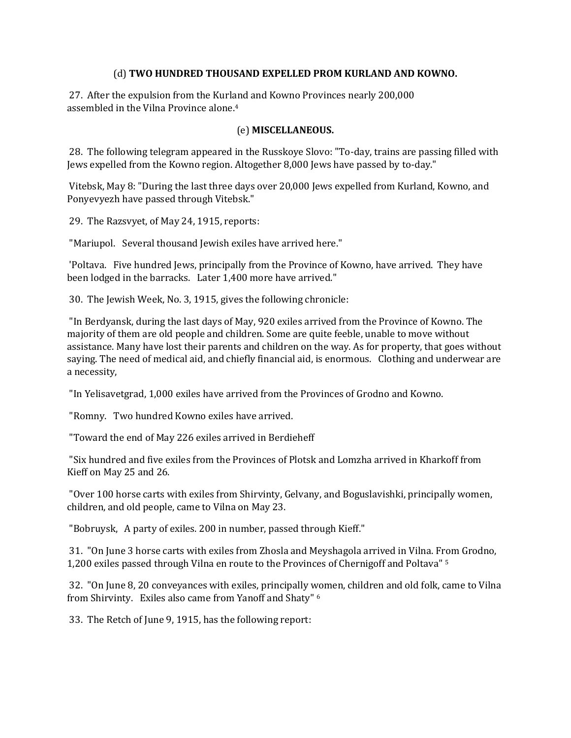### (d) **TWO HUNDRED THOUSAND EXPELLED PROM KURLAND AND KOWNO.**

27. After the expulsion from the Kurland and Kowno Provinces nearly 200,000 assembled in the Vilna Province alone.[4]

### (e) **MISCELLANEOUS.**

28. The following telegram appeared in the Russkoye Slovo: "To-day, trains are passing filled with Jews expelled from the Kowno region. Altogether 8,000 Jews have passed by to-day."

Vitebsk, May 8: "During the last three days over 20,000 Jews expelled from Kurland, Kowno, and Ponyevyezh have passed through Vitebsk."

29. The Razsvyet, of May 24, 1915, reports:

"Mariupol. Several thousand Jewish exiles have arrived here."

'Poltava. Five hundred Jews, principally from the Province of Kowno, have arrived. They have been lodged in the barracks. Later 1,400 more have arrived."

30. The Jewish Week, No. 3, 1915, gives the following chronicle:

"In Berdyansk, during the last days of May, 920 exiles arrived from the Province of Kowno. The majority of them are old people and children. Some are quite feeble, unable to move without assistance. Many have lost their parents and children on the way. As for property, that goes without saying. The need of medical aid, and chiefly financial aid, is enormous. Clothing and underwear are a necessity,

"In Yelisavetgrad, 1,000 exiles have arrived from the Provinces of Grodno and Kowno.

"Romny. Two hundred Kowno exiles have arrived.

"Toward the end of May 226 exiles arrived in Berdieheff

"Six hundred and five exiles from the Provinces of Plotsk and Lomzha arrived in Kharkoff from Kieff on May 25 and 26.

"Over 100 horse carts with exiles from Shirvinty, Gelvany, and Boguslavishki, principally women, children, and old people, came to Vilna on May 23.

"Bobruysk, A party of exiles. 200 in number, passed through Kieff."

31. "On June 3 horse carts with exiles from Zhosla and Meyshagola arrived in Vilna. From Grodno, 1,200 exiles passed through Vilna en route to the Provinces of Chernigoff and Poltava" [5]

32. "On June 8, 20 conveyances with exiles, principally women, children and old folk, came to Vilna from Shirvinty. Exiles also came from Yanoff and Shaty" [6]

33. The Retch of June 9, 1915, has the following report: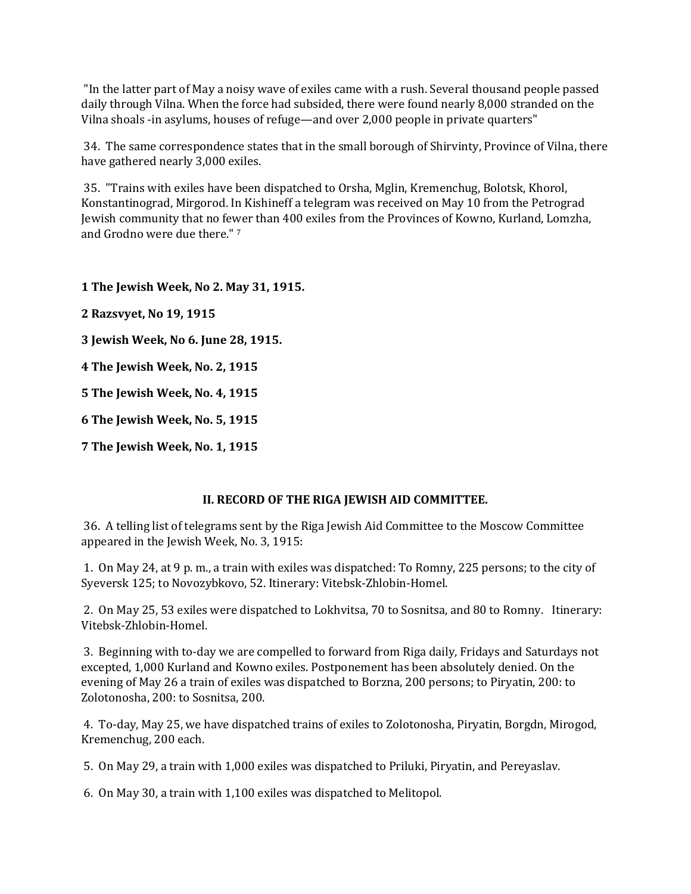"In the latter part of May a noisy wave of exiles came with a rush. Several thousand people passed daily through Vilna. When the force had subsided, there were found nearly 8,000 stranded on the Vilna shoals -in asylums, houses of refuge—and over 2,000 people in private quarters"

34. The same correspondence states that in the small borough of Shirvinty, Province of Vilna, there have gathered nearly 3,000 exiles.

35. "Trains with exiles have been dispatched to Orsha, Mglin, Kremenchug, Bolotsk, Khorol, Konstantinograd, Mirgorod. In Kishineff a telegram was received on May 10 from the Petrograd Jewish community that no fewer than 400 exiles from the Provinces of Kowno, Kurland, Lomzha, and Grodno were due there." [7]

**1 The Jewish Week, No 2. May 31, 1915.**

**2 Razsvyet, No 19, 1915**

**3 Jewish Week, No 6. June 28, 1915.**

**4 The Jewish Week, No. 2, 1915**

**5 The Jewish Week, No. 4, 1915**

**6 The Jewish Week, No. 5, 1915**

**7 The Jewish Week, No. 1, 1915**

## II. RECORD OF THE RIGA JEWISH AID COMMITTEE.

36. A telling list of telegrams sent by the Riga Jewish Aid Committee to the Moscow Committee appeared in the Jewish Week, No. 3, 1915:

1. On May 24, at 9 p. m., a train with exiles was dispatched: To Romny, 225 persons; to the city of Syeversk 125; to Novozybkovo, 52. Itinerary: Vitebsk-Zhlobin-Homel.

2. On May 25, 53 exiles were dispatched to Lokhvitsa, 70 to Sosnitsa, and 80 to Romny. Itinerary: Vitebsk-Zhlobin-Homel.

3. Beginning with to-day we are compelled to forward from Riga daily, Fridays and Saturdays not excepted, 1,000 Kurland and Kowno exiles. Postponement has been absolutely denied. On the evening of May 26 a train of exiles was dispatched to Borzna, 200 persons; to Piryatin, 200: to Zolotonosha, 200: to Sosnitsa, 200.

4. To-day, May 25, we have dispatched trains of exiles to Zolotonosha, Piryatin, Borgdn, Mirogod, Kremenchug, 200 each.

5. On May 29, a train with 1,000 exiles was dispatched to Priluki, Piryatin, and Pereyaslav.

6. On May 30, a train with 1,100 exiles was dispatched to Melitopol.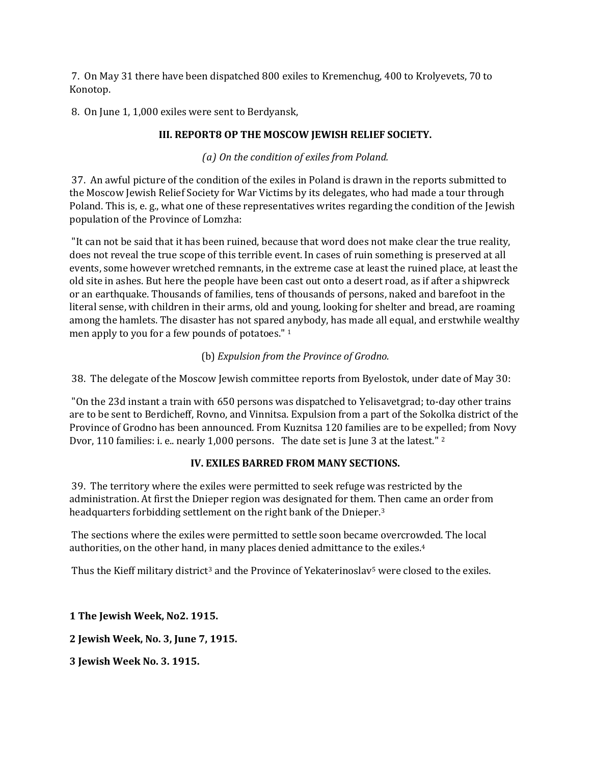7. On May 31 there have been dispatched 800 exiles to Kremenchug, 400 to Krolyevets, 70 to Konotop.

8. On June 1, 1,000 exiles were sent to Berdyansk,

### III. REPORT8 OP THE MOSCOW JEWISH RELIEF SOCIETY.

*(a) On the condition of exiles from Poland.*

37. An awful picture of the condition of the exiles in Poland is drawn in the reports submitted to the Moscow Jewish Relief Society for War Victims by its delegates, who had made a tour through Poland. This is, e. g., what one of these representatives writes regarding the condition of the Jewish population of the Province of Lomzha:

"It can not be said that it has been ruined, because that word does not make clear the true reality, does not reveal the true scope of this terrible event. In cases of ruin something is preserved at all events, some however wretched remnants, in the extreme case at least the ruined place, at least the old site in ashes. But here the people have been cast out onto a desert road, as if after a shipwreck or an earthquake. Thousands of families, tens of thousands of persons, naked and barefoot in the literal sense, with children in their arms, old and young, looking for shelter and bread, are roaming among the hamlets. The disaster has not spared anybody, has made all equal, and erstwhile wealthy men apply to you for a few pounds of potatoes." [1]

(b) *Expulsion from the Province of Grodno.*

38. The delegate of the Moscow Jewish committee reports from Byelostok, under date of May 30:

"On the 23d instant a train with 650 persons was dispatched to Yelisavetgrad; to-day other trains are to be sent to Berdicheff, Rovno, and Vinnitsa. Expulsion from a part of the Sokolka district of the Province of Grodno has been announced. From Kuznitsa 120 families are to be expelled; from Novy Dvor, 110 families: i. e.. nearly 1,000 persons. The date set is June 3 at the latest." [2]

### IV. EXILES BARRED FROM MANY SECTIONS.

39. The territory where the exiles were permitted to seek refuge was restricted by the administration. At first the Dnieper region was designated for them. Then came an order from headquarters forbidding settlement on the right bank of the Dnieper.[3]

The sections where the exiles were permitted to settle soon became overcrowded. The local authorities, on the other hand, in many places denied admittance to the exiles.[4]

Thus the Kieff military district[3] and the Province of Yekaterinoslav[5] were closed to the exiles.

**1 The Jewish Week, No2. 1915.**

**2 Jewish Week, No. 3, June 7, 1915.**

**3 Jewish Week No. 3. 1915.**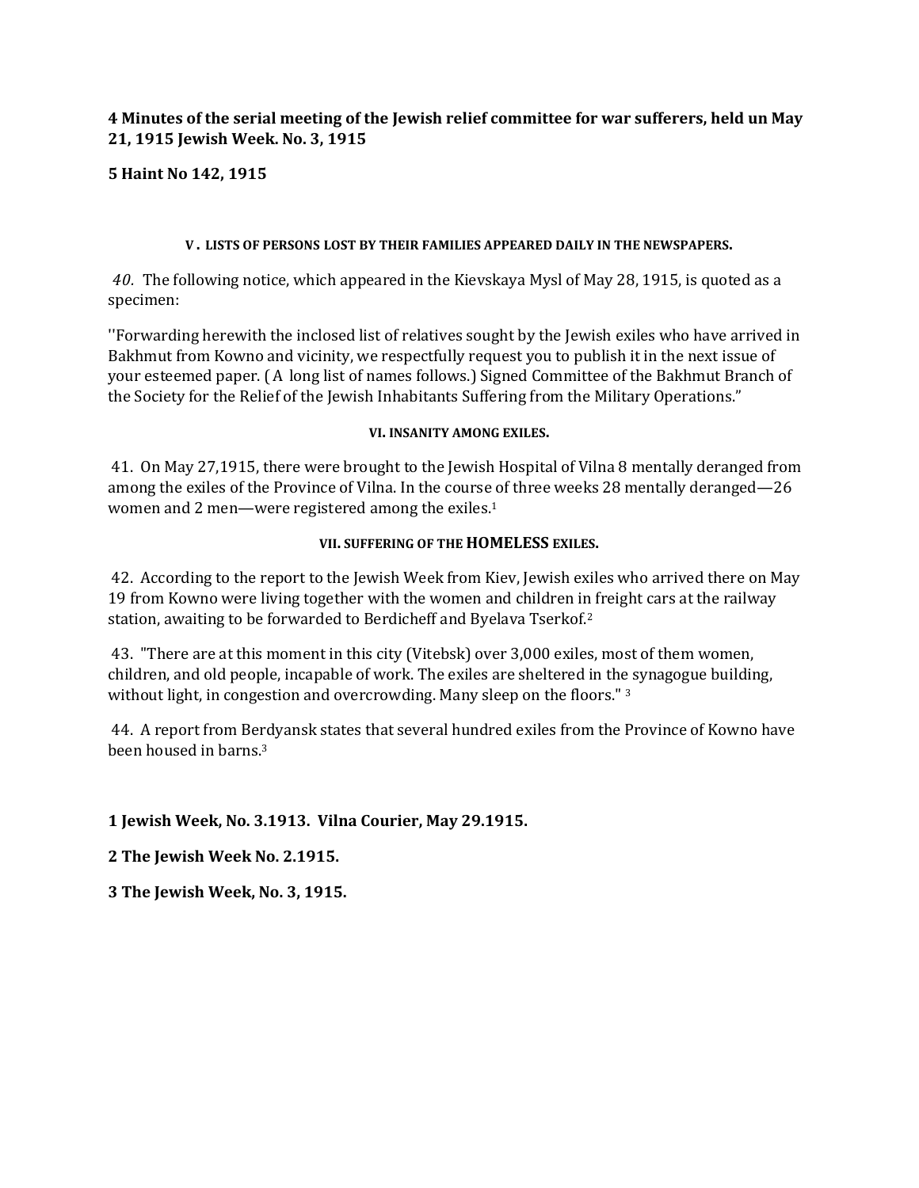**4 Minutes of the serial meeting of the Jewish relief committee for war sufferers, held un May 21, 1915 Jewish Week. No. 3, 1915**

**5 Haint No 142, 1915**

###### V . LISTS OF PERSONS LOST BY THEIR FAMILIES APPEARED DAILY IN THE NEWSPAPERS.

*40.* The following notice, which appeared in the Kievskaya Mysl of May 28, 1915, is quoted as a specimen:

''Forwarding herewith the inclosed list of relatives sought by the Jewish exiles who have arrived in Bakhmut from Kowno and vicinity, we respectfully request you to publish it in the next issue of your esteemed paper. ( A long list of names follows.) Signed Committee of the Bakhmut Branch of the Society for the Relief of the Jewish Inhabitants Suffering from the Military Operations."

###### VI. INSANITY AMONG EXILES.

41. On May 27,1915, there were brought to the Jewish Hospital of Vilna 8 mentally deranged from among the exiles of the Province of Vilna. In the course of three weeks 28 mentally deranged—26 women and 2 men—were registered among the exiles.[1]

###### VII. SUFFERING OF THE HOMELESS EXILES.

42. According to the report to the Jewish Week from Kiev, Jewish exiles who arrived there on May 19 from Kowno were living together with the women and children in freight cars at the railway station, awaiting to be forwarded to Berdicheff and Byelava Tserkof.[2]

43. "There are at this moment in this city (Vitebsk) over 3,000 exiles, most of them women, children, and old people, incapable of work. The exiles are sheltered in the synagogue building, without light, in congestion and overcrowding. Many sleep on the floors." [3]

44. A report from Berdyansk states that several hundred exiles from the Province of Kowno have been housed in barns.[3]

**1 Jewish Week, No. 3.1913. Vilna Courier, May 29.1915.**

**2 The Jewish Week No. 2.1915.**

**3 The Jewish Week, No. 3, 1915.**